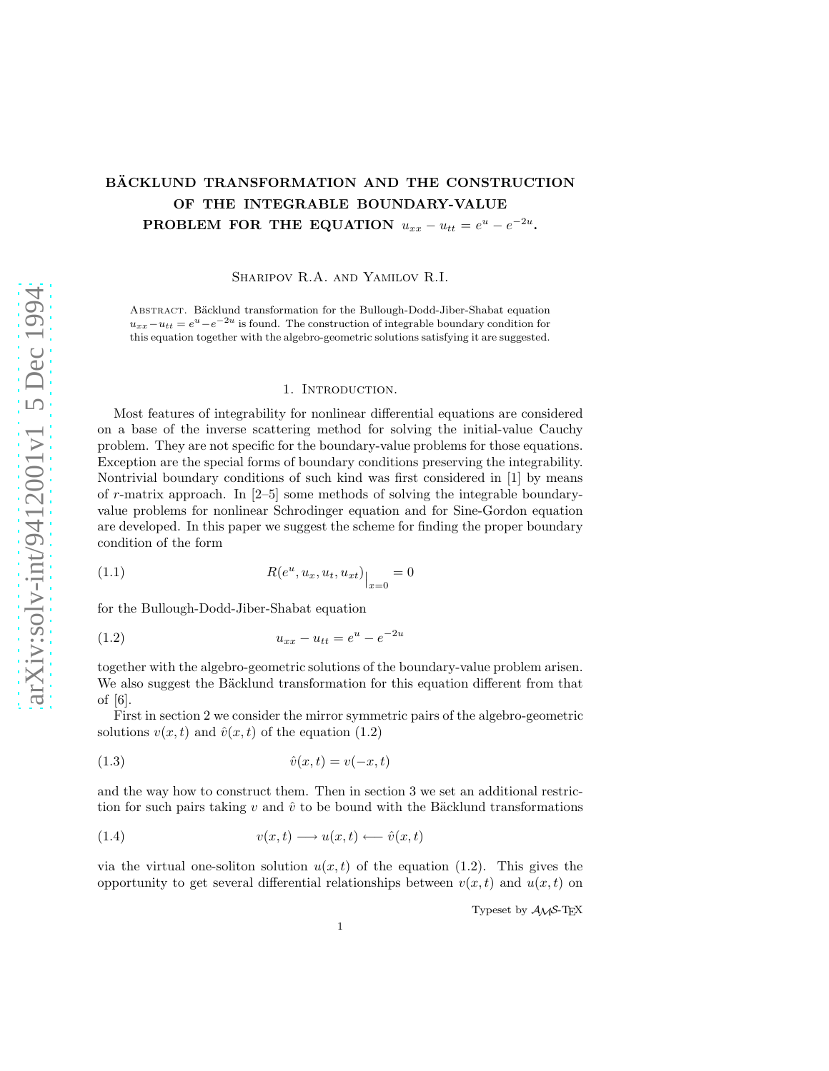# BÄCKLUND TRANSFORMATION AND THE CONSTRUCTION OF THE INTEGRABLE BOUNDARY-VALUE PROBLEM FOR THE EQUATION $u_{xx} - u_{tt} = e^u - e^{-2u}$.

Sharipov R.A. and Yamilov R.I.

Abstract. Bäcklund transformation for the Bullough-Dodd-Jiber-Shabat equation $u_{xx}-u_{tt} = e^u - e^{-2u}$ is found. The construction of integrable boundary condition for this equation together with the algebro-geometric solutions satisfying it are suggested.

## 1. Introduction.

Most features of integrability for nonlinear differential equations are considered on a base of the inverse scattering method for solving the initial-value Cauchy problem. They are not specific for the boundary-value problems for those equations. Exception are the special forms of boundary conditions preserving the integrability. Nontrivial boundary conditions of such kind was first considered in [1] by means of $r$-matrix approach. In [2–5] some methods of solving the integrable boundary-value problems for nonlinear Schrodinger equation and for Sine-Gordon equation are developed. In this paper we suggest the scheme for finding the proper boundary condition of the form

$$R(e^u, u_x, u_t, u_{xt})\big|_{x=0} = 0 \tag{1.1}$$

for the Bullough-Dodd-Jiber-Shabat equation

$$u_{xx} - u_{tt} = e^u - e^{-2u} \tag{1.2}$$

together with the algebro-geometric solutions of the boundary-value problem arisen. We also suggest the Bäcklund transformation for this equation different from that of [6].

First in section 2 we consider the mirror symmetric pairs of the algebro-geometric solutions $v(x,t)$ and $\hat{v}(x,t)$ of the equation (1.2)

$$\hat{v}(x,t) = v(-x,t) \tag{1.3}$$

and the way how to construct them. Then in section 3 we set an additional restriction for such pairs taking $v$ and $\hat{v}$ to be bound with the Bäcklund transformations

$$v(x,t) \longrightarrow u(x,t) \longleftarrow \hat{v}(x,t) \tag{1.4}$$

via the virtual one-soliton solution $u(x,t)$ of the equation (1.2). This gives the opportunity to get several differential relationships between $v(x,t)$ and $u(x,t)$ on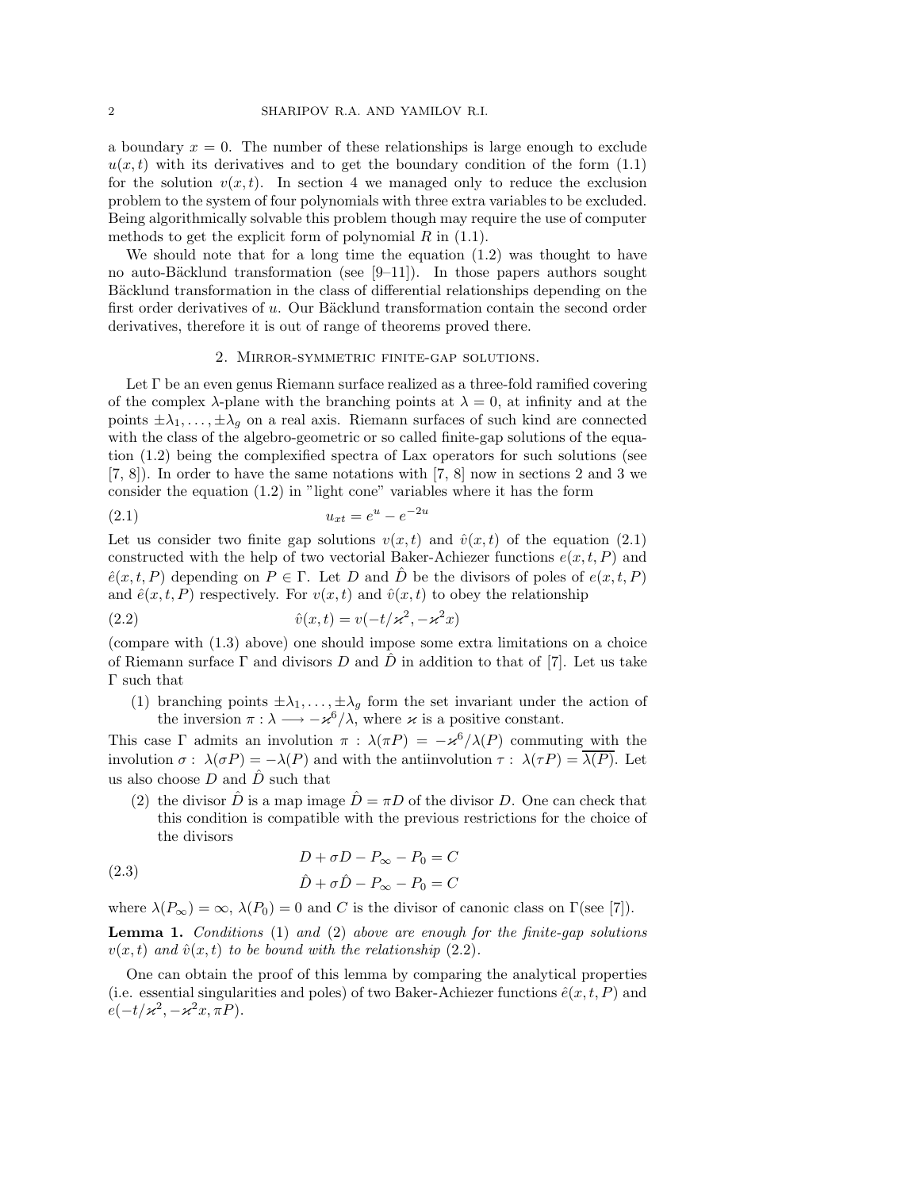a boundary $x = 0$. The number of these relationships is large enough to exclude $u(x,t)$ with its derivatives and to get the boundary condition of the form (1.1) for the solution $v(x,t)$. In section 4 we managed only to reduce the exclusion problem to the system of four polynomials with three extra variables to be excluded. Being algorithmically solvable this problem though may require the use of computer methods to get the explicit form of polynomial $R$ in (1.1).

We should note that for a long time the equation (1.2) was thought to have no auto-Bäcklund transformation (see [9–11]). In those papers authors sought Bäcklund transformation in the class of differential relationships depending on the first order derivatives of $u$. Our Bäcklund transformation contain the second order derivatives, therefore it is out of range of theorems proved there.

## 2. Mirror-symmetric finite-gap solutions.

Let $\Gamma$ be an even genus Riemann surface realized as a three-fold ramified covering of the complex $\lambda$-plane with the branching points at $\lambda = 0$, at infinity and at the points $\pm\lambda_1, \dots, \pm\lambda_g$ on a real axis. Riemann surfaces of such kind are connected with the class of the algebro-geometric or so called finite-gap solutions of the equation (1.2) being the complexified spectra of Lax operators for such solutions (see [7, 8]). In order to have the same notations with [7, 8] now in sections 2 and 3 we consider the equation (1.2) in "light cone" variables where it has the form

$$u_{xt} = e^u - e^{-2u} \tag{2.1}$$

Let us consider two finite gap solutions $v(x,t)$ and $\hat{v}(x,t)$ of the equation (2.1) constructed with the help of two vectorial Baker-Achiezer functions $e(x,t,P)$ and $\hat{e}(x,t,P)$ depending on $P \in \Gamma$. Let $D$ and $\hat{D}$ be the divisors of poles of $e(x,t,P)$ and $\hat{e}(x,t,P)$ respectively. For $v(x,t)$ and $\hat{v}(x,t)$ to obey the relationship

$$\hat{v}(x,t) = v(-t/\varkappa^2, -\varkappa^2 x) \tag{2.2}$$

(compare with (1.3) above) one should impose some extra limitations on a choice of Riemann surface $\Gamma$ and divisors $D$ and $\hat{D}$ in addition to that of [7]. Let us take $\Gamma$ such that

1. branching points $\pm\lambda_1, \dots, \pm\lambda_g$ form the set invariant under the action of the inversion $\pi : \lambda \longrightarrow -\varkappa^6/\lambda$, where $\varkappa$ is a positive constant.

This case $\Gamma$ admits an involution $\pi : \lambda(\pi P) = -\varkappa^6/\lambda(P)$ commuting with the involution $\sigma : \lambda(\sigma P) = -\lambda(P)$ and with the antiinvolution $\tau : \lambda(\tau P) = \overline{\lambda(P)}$. Let us also choose $D$ and $\hat{D}$ such that

2. the divisor $\hat{D}$ is a map image $\hat{D} = \pi D$ of the divisor $D$. One can check that this condition is compatible with the previous restrictions for the choice of the divisors

$$\begin{aligned} D + \sigma D - P_\infty - P_0 &= C \\ \hat{D} + \sigma \hat{D} - P_\infty - P_0 &= C \end{aligned} \tag{2.3}$$

where $\lambda(P_\infty) = \infty$, $\lambda(P_0) = 0$ and $C$ is the divisor of canonic class on $\Gamma$(see [7]).

**Lemma 1.** *Conditions* (1) *and* (2) *above are enough for the finite-gap solutions* $v(x,t)$ *and* $\hat{v}(x,t)$ *to be bound with the relationship* (2.2).

One can obtain the proof of this lemma by comparing the analytical properties (i.e. essential singularities and poles) of two Baker-Achiezer functions $\hat{e}(x,t,P)$ and $e(-t/\varkappa^2, -\varkappa^2 x, \pi P)$.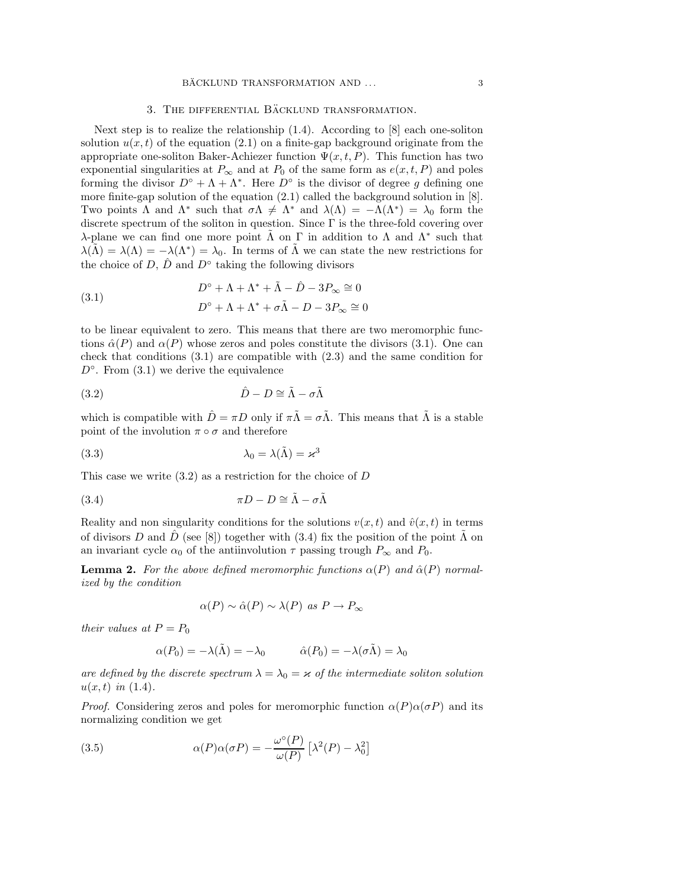## 3. The differential Bäcklund transformation.

Next step is to realize the relationship (1.4). According to [8] each one-soliton solution $u(x,t)$ of the equation (2.1) on a finite-gap background originate from the appropriate one-soliton Baker-Achiezer function $\Psi(x,t,P)$. This function has two exponential singularities at $P_\infty$ and at $P_0$ of the same form as $e(x,t,P)$ and poles forming the divisor $D^\circ + \Lambda + \Lambda^*$. Here $D^\circ$ is the divisor of degree $g$ defining one more finite-gap solution of the equation (2.1) called the background solution in [8]. Two points $\Lambda$ and $\Lambda^*$ such that $\sigma\Lambda \neq \Lambda^*$ and $\lambda(\Lambda) = -\Lambda(\Lambda^*) = \lambda_0$ form the discrete spectrum of the soliton in question. Since $\Gamma$ is the three-fold covering over $\lambda$-plane we can find one more point $\tilde{\Lambda}$ on $\Gamma$ in addition to $\Lambda$ and $\Lambda^*$ such that $\lambda(\tilde{\Lambda}) = \lambda(\Lambda) = -\lambda(\Lambda^*) = \lambda_0$. In terms of $\tilde{\Lambda}$ we can state the new restrictions for the choice of $D$, $\hat{D}$ and $D^\circ$ taking the following divisors

$$
\begin{aligned}
&D^\circ + \Lambda + \Lambda^* + \tilde{\Lambda} - \hat{D} - 3P_\infty \cong 0 \\
&D^\circ + \Lambda + \Lambda^* + \sigma\tilde{\Lambda} - D - 3P_\infty \cong 0
\end{aligned} \tag{3.1}
$$

to be linear equivalent to zero. This means that there are two meromorphic functions $\hat{\alpha}(P)$ and $\alpha(P)$ whose zeros and poles constitute the divisors (3.1). One can check that conditions (3.1) are compatible with (2.3) and the same condition for $D^\circ$. From (3.1) we derive the equivalence

$$
\hat{D} - D \cong \tilde{\Lambda} - \sigma\tilde{\Lambda} \tag{3.2}
$$

which is compatible with $\hat{D} = \pi D$ only if $\pi\tilde{\Lambda} = \sigma\tilde{\Lambda}$. This means that $\tilde{\Lambda}$ is a stable point of the involution $\pi \circ \sigma$ and therefore

$$
\lambda_0 = \lambda(\tilde{\Lambda}) = \varkappa^3 \tag{3.3}
$$

This case we write (3.2) as a restriction for the choice of $D$

$$
\pi D - D \cong \tilde{\Lambda} - \sigma\tilde{\Lambda} \tag{3.4}
$$

Reality and non singularity conditions for the solutions $v(x,t)$ and $\hat{v}(x,t)$ in terms of divisors $D$ and $\hat{D}$ (see [8]) together with (3.4) fix the position of the point $\tilde{\Lambda}$ on an invariant cycle $\alpha_0$ of the antiinvolution $\tau$ passing trough $P_\infty$ and $P_0$.

**Lemma 2.** *For the above defined meromorphic functions $\alpha(P)$ and $\hat{\alpha}(P)$ normalized by the condition*

$$
\alpha(P) \sim \hat{\alpha}(P) \sim \lambda(P) \text{ as } P \to P_\infty
$$

*their values at $P = P_0$*

$$
\alpha(P_0) = -\lambda(\tilde{\Lambda}) = -\lambda_0 \qquad \hat{\alpha}(P_0) = -\lambda(\sigma\tilde{\Lambda}) = \lambda_0
$$

*are defined by the discrete spectrum $\lambda = \lambda_0 = \varkappa$ of the intermediate soliton solution $u(x,t)$ in (1.4).*

*Proof.* Considering zeros and poles for meromorphic function $\alpha(P)\alpha(\sigma P)$ and its normalizing condition we get

$$
\alpha(P)\alpha(\sigma P) = -\frac{\omega^\circ(P)}{\omega(P)}\left[\lambda^2(P) - \lambda_0^2\right] \tag{3.5}
$$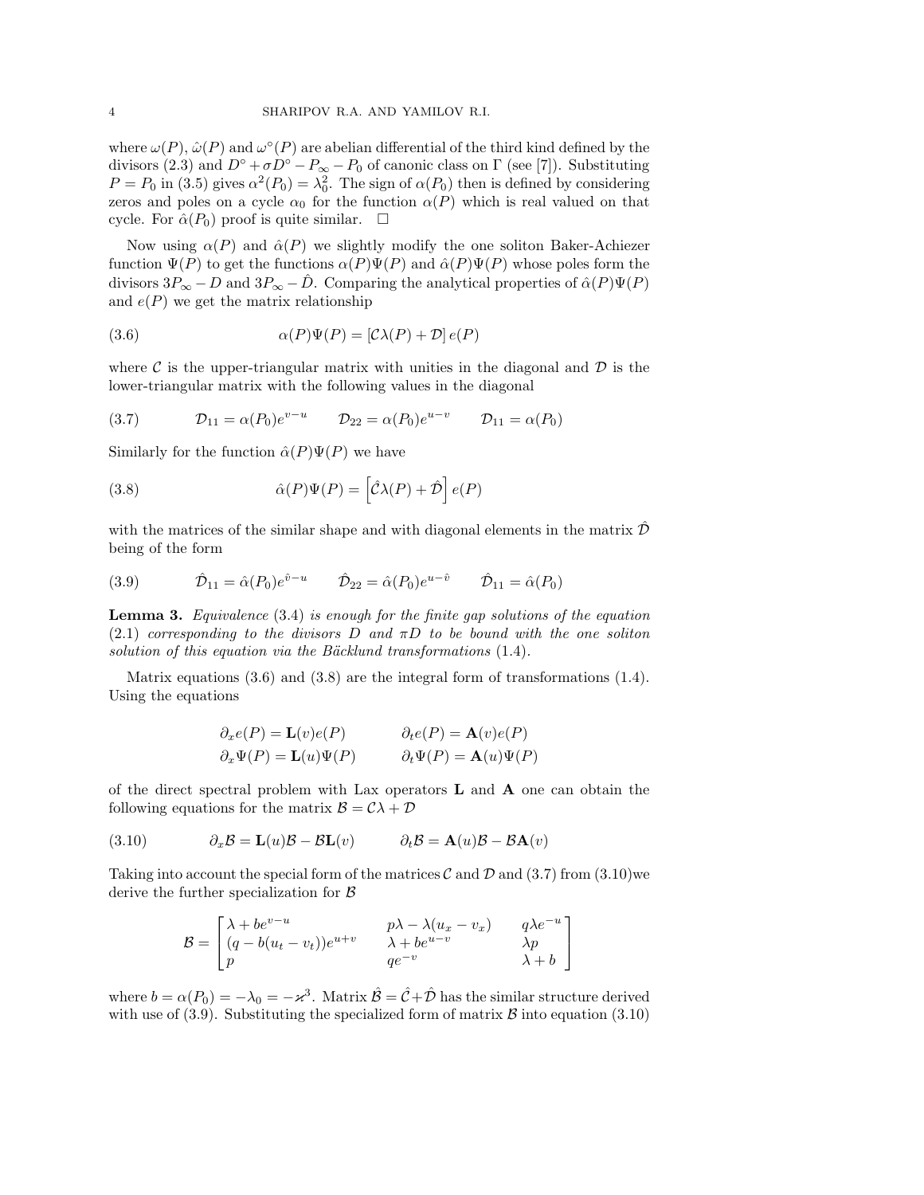where $\omega(P)$, $\hat{\omega}(P)$ and $\omega^{\circ}(P)$ are abelian differential of the third kind defined by the divisors (2.3) and $D^{\circ} + \sigma D^{\circ} - P_{\infty} - P_0$ of canonic class on $\Gamma$ (see [7]). Substituting $P = P_0$ in (3.5) gives $\alpha^2(P_0) = \lambda_0^2$. The sign of $\alpha(P_0)$ then is defined by considering zeros and poles on a cycle $\alpha_0$ for the function $\alpha(P)$ which is real valued on that cycle. For $\hat{\alpha}(P_0)$ proof is quite similar. $\square$

Now using $\alpha(P)$ and $\hat{\alpha}(P)$ we slightly modify the one soliton Baker-Achiezer function $\Psi(P)$ to get the functions $\alpha(P)\Psi(P)$ and $\hat{\alpha}(P)\Psi(P)$ whose poles form the divisors $3P_{\infty} - D$ and $3P_{\infty} - \hat{D}$. Comparing the analytical properties of $\hat{\alpha}(P)\Psi(P)$ and $e(P)$ we get the matrix relationship

$$\alpha(P)\Psi(P) = [\mathcal{C}\lambda(P) + \mathcal{D}]\, e(P) \tag{3.6}$$

where $\mathcal{C}$ is the upper-triangular matrix with unities in the diagonal and $\mathcal{D}$ is the lower-triangular matrix with the following values in the diagonal

$$\mathcal{D}_{11} = \alpha(P_0)e^{v-u} \qquad \mathcal{D}_{22} = \alpha(P_0)e^{u-v} \qquad \mathcal{D}_{11} = \alpha(P_0) \tag{3.7}$$

Similarly for the function $\hat{\alpha}(P)\Psi(P)$ we have

$$\hat{\alpha}(P)\Psi(P) = \left[\hat{\mathcal{C}}\lambda(P) + \hat{\mathcal{D}}\right] e(P) \tag{3.8}$$

with the matrices of the similar shape and with diagonal elements in the matrix $\hat{\mathcal{D}}$ being of the form

$$\hat{\mathcal{D}}_{11} = \hat{\alpha}(P_0)e^{\hat{v}-u} \qquad \hat{\mathcal{D}}_{22} = \hat{\alpha}(P_0)e^{u-\hat{v}} \qquad \hat{\mathcal{D}}_{11} = \hat{\alpha}(P_0) \tag{3.9}$$

**Lemma 3.** *Equivalence* (3.4) *is enough for the finite gap solutions of the equation* (2.1) *corresponding to the divisors $D$ and $\pi D$ to be bound with the one soliton solution of this equation via the Bäcklund transformations* (1.4)*.*

Matrix equations (3.6) and (3.8) are the integral form of transformations (1.4). Using the equations

$$\begin{aligned} \partial_x e(P) &= \mathbf{L}(v)e(P) \qquad & \partial_t e(P) &= \mathbf{A}(v)e(P) \\ \partial_x \Psi(P) &= \mathbf{L}(u)\Psi(P) \qquad & \partial_t \Psi(P) &= \mathbf{A}(u)\Psi(P) \end{aligned}$$

of the direct spectral problem with Lax operators $\mathbf{L}$ and $\mathbf{A}$ one can obtain the following equations for the matrix $\mathcal{B} = \mathcal{C}\lambda + \mathcal{D}$

$$\partial_x \mathcal{B} = \mathbf{L}(u)\mathcal{B} - \mathcal{B}\mathbf{L}(v) \qquad \partial_t \mathcal{B} = \mathbf{A}(u)\mathcal{B} - \mathcal{B}\mathbf{A}(v) \tag{3.10}$$

Taking into account the special form of the matrices $\mathcal{C}$ and $\mathcal{D}$ and (3.7) from (3.10)we derive the further specialization for $\mathcal{B}$

$$\mathcal{B} = \begin{bmatrix} \lambda + be^{v-u} & p\lambda - \lambda(u_x - v_x) & q\lambda e^{-u} \\ (q - b(u_t - v_t))e^{u+v} & \lambda + be^{u-v} & \lambda p \\ p & qe^{-v} & \lambda + b \end{bmatrix}$$

where $b = \alpha(P_0) = -\lambda_0 = -\varkappa^3$. Matrix $\hat{\mathcal{B}} = \hat{\mathcal{C}} + \hat{\mathcal{D}}$ has the similar structure derived with use of (3.9). Substituting the specialized form of matrix $\mathcal{B}$ into equation (3.10)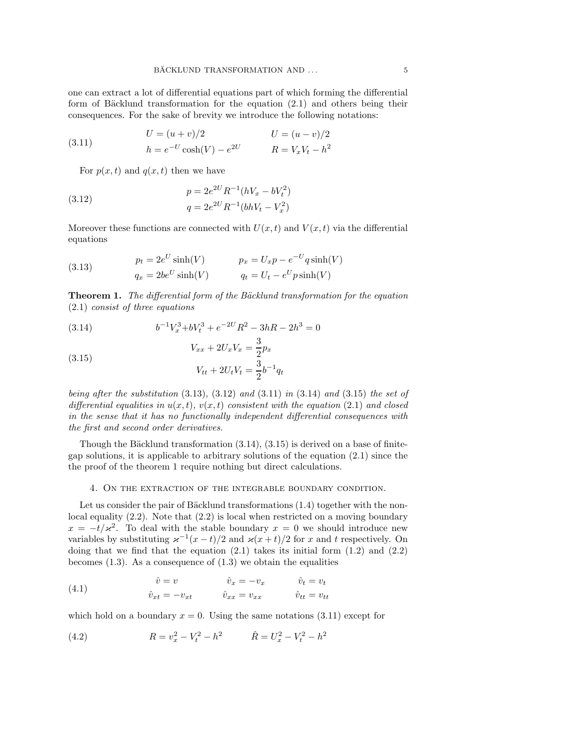one can extract a lot of differential equations part of which forming the differential form of Bäcklund transformation for the equation (2.1) and others being their consequences. For the sake of brevity we introduce the following notations:

$$
\begin{aligned}
&U = (u+v)/2 \qquad\qquad && U = (u-v)/2 \\
&h = e^{-U}\cosh(V) - e^{2U} && R = V_x V_t - h^2
\end{aligned}
\tag{3.11}
$$

For $p(x,t)$ and $q(x,t)$ then we have

$$
\begin{aligned}
p &= 2e^{2U}R^{-1}(hV_x - bV_t^2) \\
q &= 2e^{2U}R^{-1}(bhV_t - V_x^2)
\end{aligned}
\tag{3.12}
$$

Moreover these functions are connected with $U(x,t)$ and $V(x,t)$ via the differential equations

$$
\begin{aligned}
&p_t = 2e^{U}\sinh(V) \qquad\qquad && p_x = U_x p - e^{-U} q \sinh(V) \\
&q_x = 2be^{U}\sinh(V) && q_t = U_t - e^{U} p \sinh(V)
\end{aligned}
\tag{3.13}
$$

**Theorem 1.** *The differential form of the Bäcklund transformation for the equation* (2.1) *consist of three equations*

$$
b^{-1}V_x^3 + bV_t^3 + e^{-2U}R^2 - 3hR - 2h^3 = 0 \tag{3.14}
$$

$$
\begin{aligned}
V_{xx} + 2U_x V_x &= \frac{3}{2}p_x \\
V_{tt} + 2U_t V_t &= \frac{3}{2}b^{-1}q_t
\end{aligned}
\tag{3.15}
$$

*being after the substitution* (3.13), (3.12) *and* (3.11) *in* (3.14) *and* (3.15) *the set of differential equalities in $u(x,t)$, $v(x,t)$ consistent with the equation* (2.1) *and closed in the sense that it has no functionally independent differential consequences with the first and second order derivatives.*

Though the Bäcklund transformation (3.14), (3.15) is derived on a base of finite-gap solutions, it is applicable to arbitrary solutions of the equation (2.1) since the the proof of the theorem 1 require nothing but direct calculations.

## 4. On the extraction of the integrable boundary condition.

Let us consider the pair of Bäcklund transformations (1.4) together with the non-local equality (2.2). Note that (2.2) is local when restricted on a moving boundary $x = -t/\varkappa^2$. To deal with the stable boundary $x = 0$ we should introduce new variables by substituting $\varkappa^{-1}(x-t)/2$ and $\varkappa(x+t)/2$ for $x$ and $t$ respectively. On doing that we find that the equation (2.1) takes its initial form (1.2) and (2.2) becomes (1.3). As a consequence of (1.3) we obtain the equalities

$$
\begin{aligned}
&\hat{v} = v \qquad\qquad && \hat{v}_x = -v_x \qquad\qquad && \hat{v}_t = v_t \\
&\hat{v}_{xt} = -v_{xt} && \hat{v}_{xx} = v_{xx} && \hat{v}_{tt} = v_{tt}
\end{aligned}
\tag{4.1}
$$

which hold on a boundary $x = 0$. Using the same notations (3.11) except for

$$
R = v_x^2 - V_t^2 - h^2 \qquad\qquad \hat{R} = U_x^2 - V_t^2 - h^2 \tag{4.2}
$$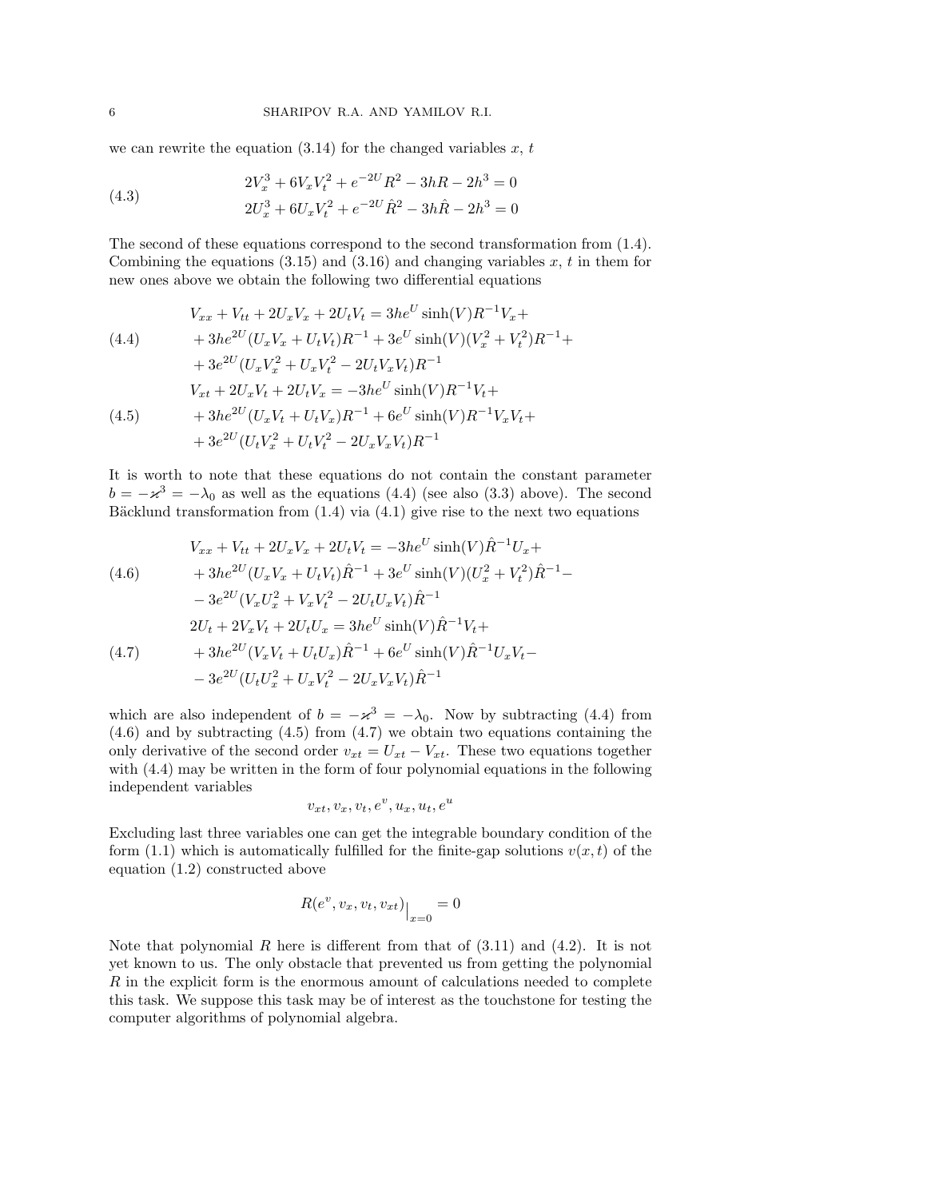we can rewrite the equation (3.14) for the changed variables $x$, $t$

$$
\begin{aligned}
&2V_x^3 + 6V_xV_t^2 + e^{-2U}R^2 - 3hR - 2h^3 = 0\\
&2U_x^3 + 6U_xV_t^2 + e^{-2U}\hat{R}^2 - 3h\hat{R} - 2h^3 = 0
\end{aligned}
\tag{4.3}
$$

The second of these equations correspond to the second transformation from (1.4). Combining the equations (3.15) and (3.16) and changing variables $x$, $t$ in them for new ones above we obtain the following two differential equations

$$
\begin{aligned}
V_{xx} + V_{tt} + 2U_xV_x + 2U_tV_t &= 3he^U\sinh(V)R^{-1}V_x +\\
&+ 3he^{2U}(U_xV_x + U_tV_t)R^{-1} + 3e^U\sinh(V)(V_x^2 + V_t^2)R^{-1} +\\
&+ 3e^{2U}(U_xV_x^2 + U_xV_t^2 - 2U_tV_xV_t)R^{-1}
\end{aligned}
\tag{4.4}
$$

$$
\begin{aligned}
V_{xt} + 2U_xV_t + 2U_tV_x &= -3he^U\sinh(V)R^{-1}V_t +\\
&+ 3he^{2U}(U_xV_t + U_tV_x)R^{-1} + 6e^U\sinh(V)R^{-1}V_xV_t +\\
&+ 3e^{2U}(U_tV_x^2 + U_tV_t^2 - 2U_xV_xV_t)R^{-1}
\end{aligned}
\tag{4.5}
$$

It is worth to note that these equations do not contain the constant parameter $b = -\varkappa^3 = -\lambda_0$ as well as the equations (4.4) (see also (3.3) above). The second Bäcklund transformation from (1.4) via (4.1) give rise to the next two equations

$$
\begin{aligned}
V_{xx} + V_{tt} + 2U_xV_x + 2U_tV_t &= -3he^U\sinh(V)\hat{R}^{-1}U_x +\\
&+ 3he^{2U}(U_xV_x + U_tV_t)\hat{R}^{-1} + 3e^U\sinh(V)(U_x^2 + V_t^2)\hat{R}^{-1} -\\
&- 3e^{2U}(V_xU_x^2 + V_xV_t^2 - 2U_tU_xV_t)\hat{R}^{-1}
\end{aligned}
\tag{4.6}
$$

$$
\begin{aligned}
2U_t + 2V_xV_t + 2U_tU_x &= 3he^U\sinh(V)\hat{R}^{-1}V_t +\\
&+ 3he^{2U}(V_xV_t + U_tU_x)\hat{R}^{-1} + 6e^U\sinh(V)\hat{R}^{-1}U_xV_t -\\
&- 3e^{2U}(U_tU_x^2 + U_xV_t^2 - 2U_xV_xV_t)\hat{R}^{-1}
\end{aligned}
\tag{4.7}
$$

which are also independent of $b = -\varkappa^3 = -\lambda_0$. Now by subtracting (4.4) from (4.6) and by subtracting (4.5) from (4.7) we obtain two equations containing the only derivative of the second order $v_{xt} = U_{xt} - V_{xt}$. These two equations together with (4.4) may be written in the form of four polynomial equations in the following independent variables

$$
v_{xt}, v_x, v_t, e^v, u_x, u_t, e^u
$$

Excluding last three variables one can get the integrable boundary condition of the form (1.1) which is automatically fulfilled for the finite-gap solutions $v(x,t)$ of the equation (1.2) constructed above

$$
R(e^v, v_x, v_t, v_{xt})\big|_{x=0} = 0
$$

Note that polynomial $R$ here is different from that of (3.11) and (4.2). It is not yet known to us. The only obstacle that prevented us from getting the polynomial $R$ in the explicit form is the enormous amount of calculations needed to complete this task. We suppose this task may be of interest as the touchstone for testing the computer algorithms of polynomial algebra.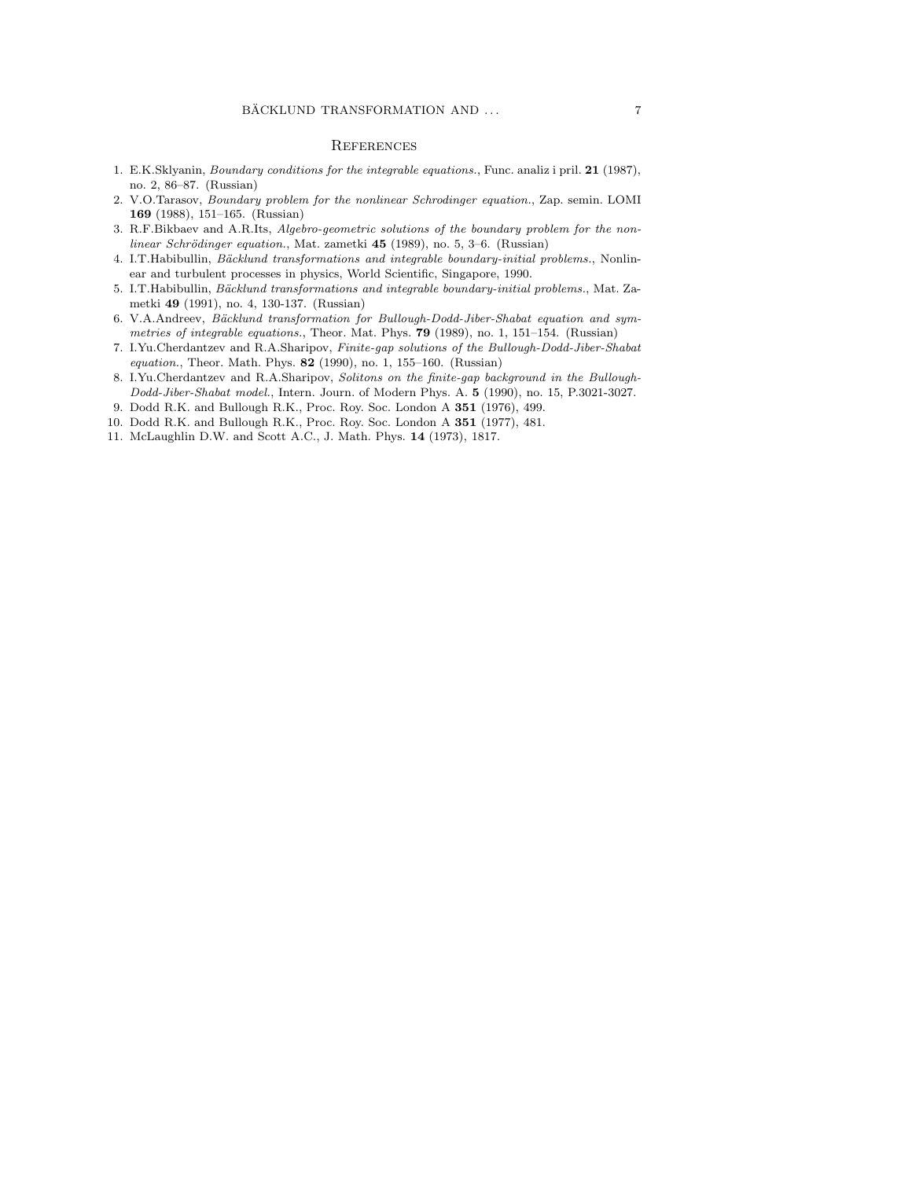## References

1. E.K.Sklyanin, *Boundary conditions for the integrable equations.*, Func. analiz i pril. **21** (1987), no. 2, 86–87. (Russian)
2. V.O.Tarasov, *Boundary problem for the nonlinear Schrodinger equation.*, Zap. semin. LOMI **169** (1988), 151–165. (Russian)
3. R.F.Bikbaev and A.R.Its, *Algebro-geometric solutions of the boundary problem for the nonlinear Schrödinger equation.*, Mat. zametki **45** (1989), no. 5, 3–6. (Russian)
4. I.T.Habibullin, *Bäcklund transformations and integrable boundary-initial problems.*, Nonlinear and turbulent processes in physics, World Scientific, Singapore, 1990.
5. I.T.Habibullin, *Bäcklund transformations and integrable boundary-initial problems.*, Mat. Zametki **49** (1991), no. 4, 130-137. (Russian)
6. V.A.Andreev, *Bäcklund transformation for Bullough-Dodd-Jiber-Shabat equation and symmetries of integrable equations.*, Theor. Mat. Phys. **79** (1989), no. 1, 151–154. (Russian)
7. I.Yu.Cherdantzev and R.A.Sharipov, *Finite-gap solutions of the Bullough-Dodd-Jiber-Shabat equation.*, Theor. Math. Phys. **82** (1990), no. 1, 155–160. (Russian)
8. I.Yu.Cherdantzev and R.A.Sharipov, *Solitons on the finite-gap background in the Bullough-Dodd-Jiber-Shabat model.*, Intern. Journ. of Modern Phys. A. **5** (1990), no. 15, P.3021-3027.
9. Dodd R.K. and Bullough R.K., Proc. Roy. Soc. London A **351** (1976), 499.
10. Dodd R.K. and Bullough R.K., Proc. Roy. Soc. London A **351** (1977), 481.
11. McLaughlin D.W. and Scott A.C., J. Math. Phys. **14** (1973), 1817.